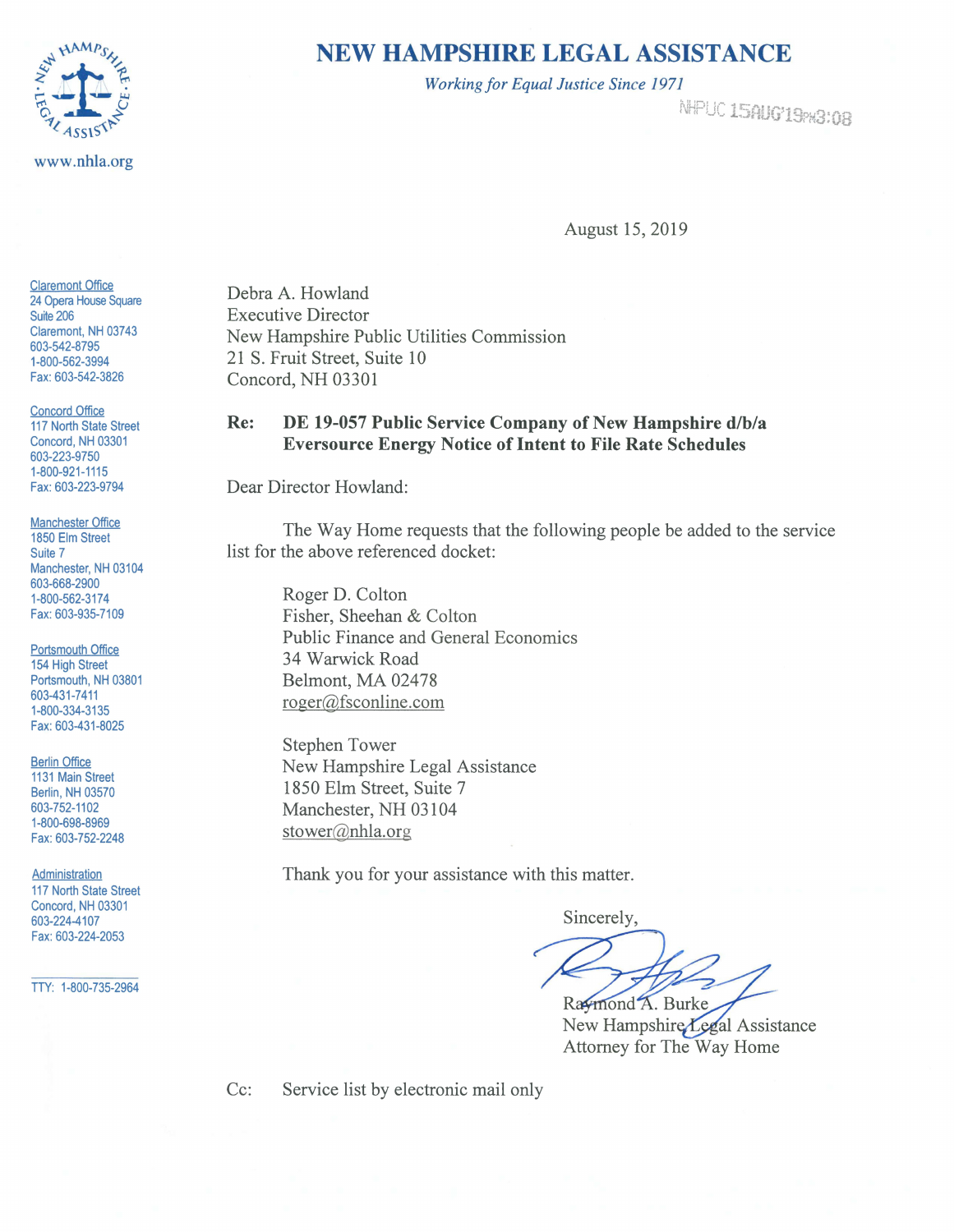# NEW HAMPSHIRE LEGAL ASSISTANCE

*Working for Equal Justice Since 1971*

NHPUC 15AUG'19PM3:08

www.nhla.org

Claremont Office
24 Opera House Square
Suite 206
Claremont, NH 03743
603-542-8795
1-800-562-3994
Fax: 603-542-3826

Concord Office
117 North State Street
Concord, NH 03301
603-223-9750
1-800-921-1115
Fax: 603-223-9794

Manchester Office
1850 Elm Street
Suite 7
Manchester, NH 03104
603-668-2900
1-800-562-3174
Fax: 603-935-7109

Portsmouth Office
154 High Street
Portsmouth, NH 03801
603-431-7411
1-800-334-3135
Fax: 603-431-8025

Berlin Office
1131 Main Street
Berlin, NH 03570
603-752-1102
1-800-698-8969
Fax: 603-752-2248

Administration
117 North State Street
Concord, NH 03301
603-224-4107
Fax: 603-224-2053

TTY: 1-800-735-2964

August 15, 2019

Debra A. Howland
Executive Director
New Hampshire Public Utilities Commission
21 S. Fruit Street, Suite 10
Concord, NH 03301

**Re: DE 19-057 Public Service Company of New Hampshire d/b/a Eversource Energy Notice of Intent to File Rate Schedules**

Dear Director Howland:

The Way Home requests that the following people be added to the service list for the above referenced docket:

Roger D. Colton
Fisher, Sheehan & Colton
Public Finance and General Economics
34 Warwick Road
Belmont, MA 02478
roger@fsconline.com

Stephen Tower
New Hampshire Legal Assistance
1850 Elm Street, Suite 7
Manchester, NH 03104
stower@nhla.org

Thank you for your assistance with this matter.

Sincerely,

Raymond A. Burke
New Hampshire Legal Assistance
Attorney for The Way Home

Cc: Service list by electronic mail only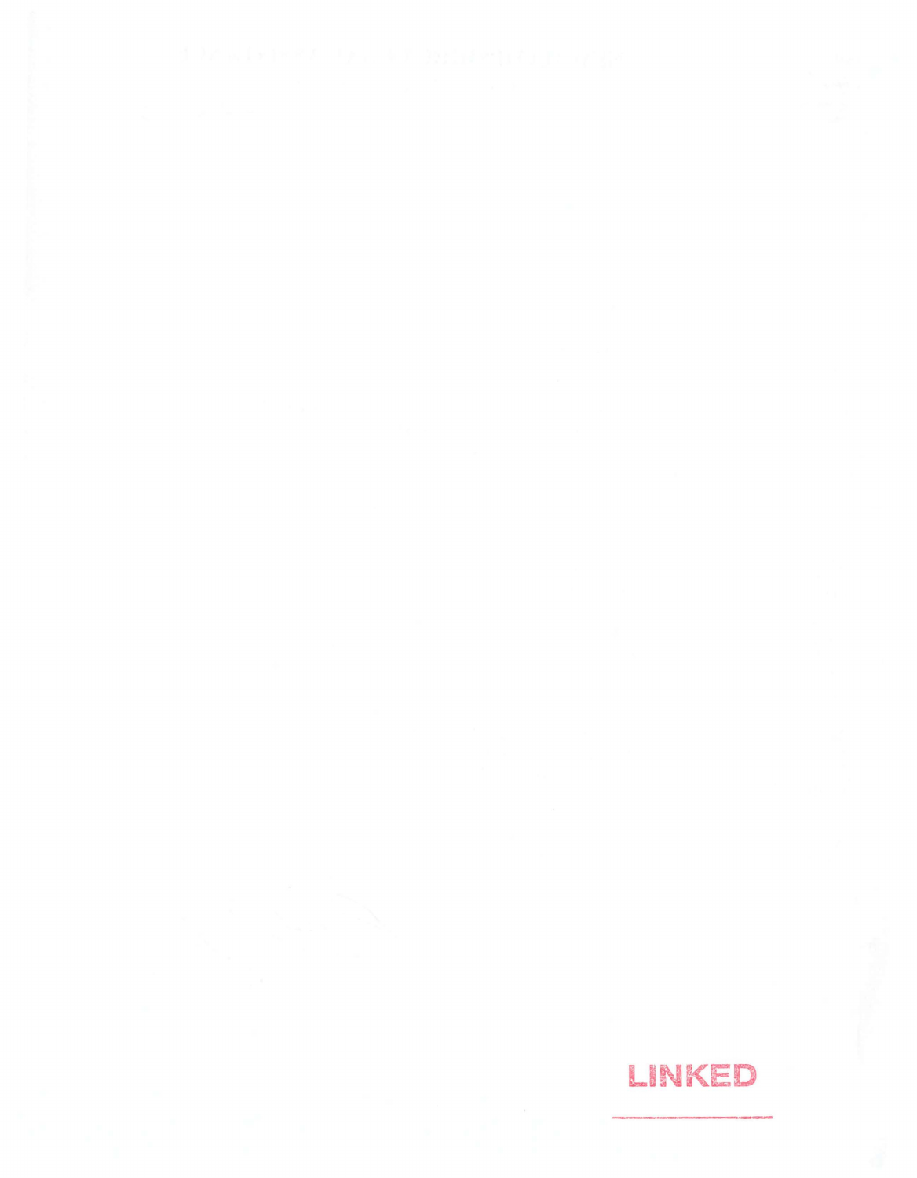LINKED